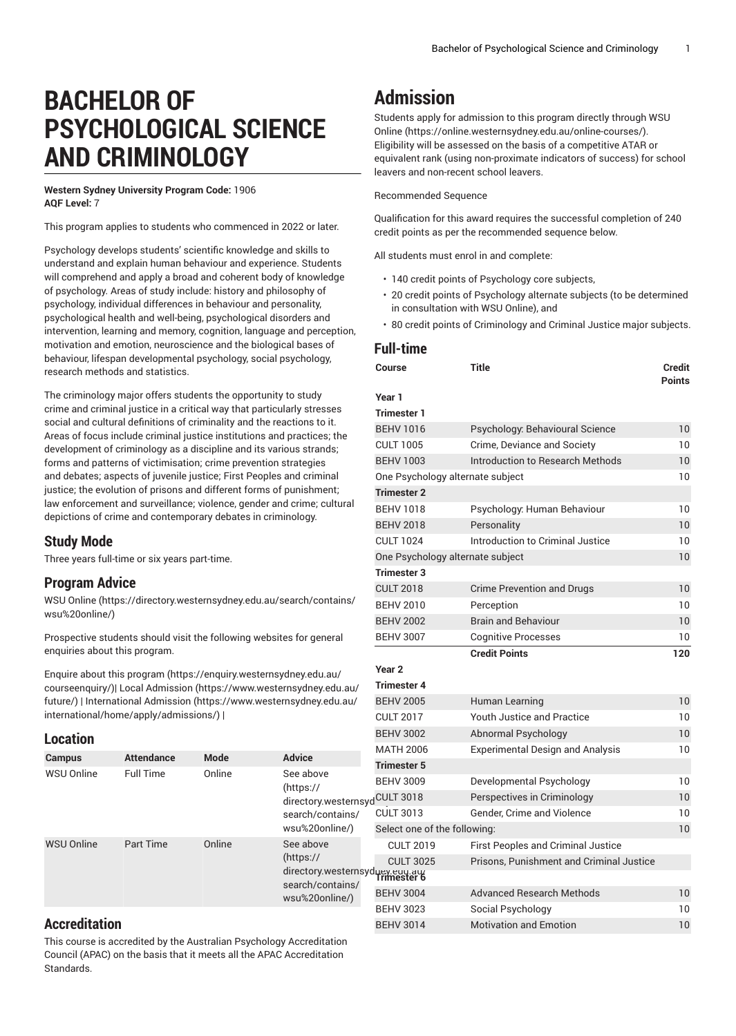# BACHELOR OF PSYCHOLOGICAL SCIENCE AND CRIMINOLOGY

**Western Sydney University Program Code:** 1906
**AQF Level:** 7

This program applies to students who commenced in 2022 or later.

Psychology develops students' scientific knowledge and skills to understand and explain human behaviour and experience. Students will comprehend and apply a broad and coherent body of knowledge of psychology. Areas of study include: history and philosophy of psychology, individual differences in behaviour and personality, psychological health and well-being, psychological disorders and intervention, learning and memory, cognition, language and perception, motivation and emotion, neuroscience and the biological bases of behaviour, lifespan developmental psychology, social psychology, research methods and statistics.

The criminology major offers students the opportunity to study crime and criminal justice in a critical way that particularly stresses social and cultural definitions of criminality and the reactions to it. Areas of focus include criminal justice institutions and practices; the development of criminology as a discipline and its various strands; forms and patterns of victimisation; crime prevention strategies and debates; aspects of juvenile justice; First Peoples and criminal justice; the evolution of prisons and different forms of punishment; law enforcement and surveillance; violence, gender and crime; cultural depictions of crime and contemporary debates in criminology.

## Study Mode

Three years full-time or six years part-time.

## Program Advice

WSU Online (https://directory.westernsydney.edu.au/search/contains/wsu%20online/)

Prospective students should visit the following websites for general enquiries about this program.

Enquire about this program (https://enquiry.westernsydney.edu.au/courseenquiry/)| Local Admission (https://www.westernsydney.edu.au/future/) | International Admission (https://www.westernsydney.edu.au/international/home/apply/admissions/) |

## Location

| Campus | Attendance | Mode | Advice |
|---|---|---|---|
| WSU Online | Full Time | Online | See above (https://directory.westernsydney.edu.au/search/contains/wsu%20online/) |
| WSU Online | Part Time | Online | See above (https://directory.westernsydney.edu.au/search/contains/wsu%20online/) |

## Accreditation

This course is accredited by the Australian Psychology Accreditation Council (APAC) on the basis that it meets all the APAC Accreditation Standards.

# Admission

Students apply for admission to this program directly through WSU Online (https://online.westernsydney.edu.au/online-courses/). Eligibility will be assessed on the basis of a competitive ATAR or equivalent rank (using non-proximate indicators of success) for school leavers and non-recent school leavers.

Recommended Sequence

Qualification for this award requires the successful completion of 240 credit points as per the recommended sequence below.

All students must enrol in and complete:

- 140 credit points of Psychology core subjects,
- 20 credit points of Psychology alternate subjects (to be determined in consultation with WSU Online), and
- 80 credit points of Criminology and Criminal Justice major subjects.

## Full-time

| Course | Title | Credit Points |
|---|---|---|
| **Year 1** | | |
| **Trimester 1** | | |
| BEHV 1016 | Psychology: Behavioural Science | 10 |
| CULT 1005 | Crime, Deviance and Society | 10 |
| BEHV 1003 | Introduction to Research Methods | 10 |
| One Psychology alternate subject | | 10 |
| **Trimester 2** | | |
| BEHV 1018 | Psychology: Human Behaviour | 10 |
| BEHV 2018 | Personality | 10 |
| CULT 1024 | Introduction to Criminal Justice | 10 |
| One Psychology alternate subject | | 10 |
| **Trimester 3** | | |
| CULT 2018 | Crime Prevention and Drugs | 10 |
| BEHV 2010 | Perception | 10 |
| BEHV 2002 | Brain and Behaviour | 10 |
| BEHV 3007 | Cognitive Processes | 10 |
| | **Credit Points** | **120** |
| **Year 2** | | |
| **Trimester 4** | | |
| BEHV 2005 | Human Learning | 10 |
| CULT 2017 | Youth Justice and Practice | 10 |
| BEHV 3002 | Abnormal Psychology | 10 |
| MATH 2006 | Experimental Design and Analysis | 10 |
| **Trimester 5** | | |
| BEHV 3009 | Developmental Psychology | 10 |
| CULT 3018 | Perspectives in Criminology | 10 |
| CULT 3013 | Gender, Crime and Violence | 10 |
| Select one of the following: | | 10 |
| CULT 2019 | First Peoples and Criminal Justice | |
| CULT 3025 | Prisons, Punishment and Criminal Justice | |
| **Trimester 6** | | |
| BEHV 3004 | Advanced Research Methods | 10 |
| BEHV 3023 | Social Psychology | 10 |
| BEHV 3014 | Motivation and Emotion | 10 |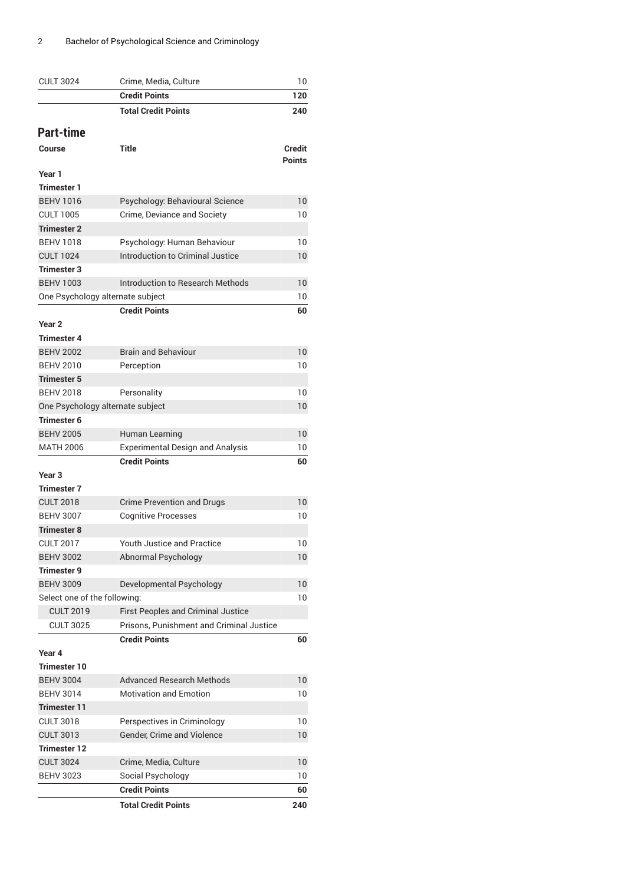| | | |
|---|---|---|
| CULT 3024 | Crime, Media, Culture | 10 |
| | **Credit Points** | **120** |
| | **Total Credit Points** | **240** |

## Part-time

| Course | Title | Credit Points |
|---|---|---|
| **Year 1** | | |
| **Trimester 1** | | |
| BEHV 1016 | Psychology: Behavioural Science | 10 |
| CULT 1005 | Crime, Deviance and Society | 10 |
| **Trimester 2** | | |
| BEHV 1018 | Psychology: Human Behaviour | 10 |
| CULT 1024 | Introduction to Criminal Justice | 10 |
| **Trimester 3** | | |
| BEHV 1003 | Introduction to Research Methods | 10 |
| One Psychology alternate subject | | 10 |
| | **Credit Points** | **60** |
| **Year 2** | | |
| **Trimester 4** | | |
| BEHV 2002 | Brain and Behaviour | 10 |
| BEHV 2010 | Perception | 10 |
| **Trimester 5** | | |
| BEHV 2018 | Personality | 10 |
| One Psychology alternate subject | | 10 |
| **Trimester 6** | | |
| BEHV 2005 | Human Learning | 10 |
| MATH 2006 | Experimental Design and Analysis | 10 |
| | **Credit Points** | **60** |
| **Year 3** | | |
| **Trimester 7** | | |
| CULT 2018 | Crime Prevention and Drugs | 10 |
| BEHV 3007 | Cognitive Processes | 10 |
| **Trimester 8** | | |
| CULT 2017 | Youth Justice and Practice | 10 |
| BEHV 3002 | Abnormal Psychology | 10 |
| **Trimester 9** | | |
| BEHV 3009 | Developmental Psychology | 10 |
| Select one of the following: | | 10 |
| CULT 2019 | First Peoples and Criminal Justice | |
| CULT 3025 | Prisons, Punishment and Criminal Justice | |
| | **Credit Points** | **60** |
| **Year 4** | | |
| **Trimester 10** | | |
| BEHV 3004 | Advanced Research Methods | 10 |
| BEHV 3014 | Motivation and Emotion | 10 |
| **Trimester 11** | | |
| CULT 3018 | Perspectives in Criminology | 10 |
| CULT 3013 | Gender, Crime and Violence | 10 |
| **Trimester 12** | | |
| CULT 3024 | Crime, Media, Culture | 10 |
| BEHV 3023 | Social Psychology | 10 |
| | **Credit Points** | **60** |
| | **Total Credit Points** | **240** |